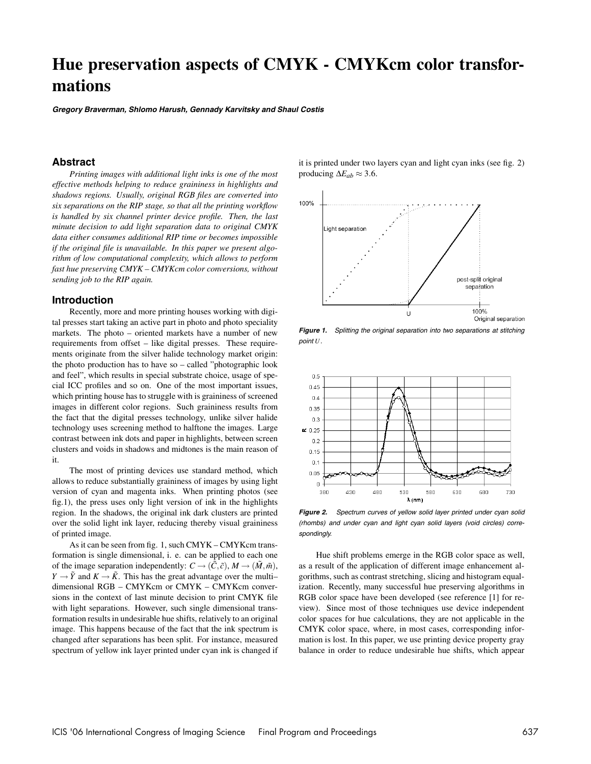# Hue preservation aspects of CMYK - CMYKcm color transformations

***Gregory Braverman, Shlomo Harush, Gennady Karvitsky and Shaul Costis***

## Abstract

*Printing images with additional light inks is one of the most effective methods helping to reduce graininess in highlights and shadows regions. Usually, original RGB files are converted into six separations on the RIP stage, so that all the printing workflow is handled by six channel printer device profile. Then, the last minute decision to add light separation data to original CMYK data either consumes additional RIP time or becomes impossible if the original file is unavailable. In this paper we present algorithm of low computational complexity, which allows to perform fast hue preserving CMYK – CMYKcm color conversions, without sending job to the RIP again.*

## Introduction

Recently, more and more printing houses working with digital presses start taking an active part in photo and photo speciality markets. The photo – oriented markets have a number of new requirements from offset – like digital presses. These requirements originate from the silver halide technology market origin: the photo production has to have so – called "photographic look and feel", which results in special substrate choice, usage of special ICC profiles and so on. One of the most important issues, which printing house has to struggle with is graininess of screened images in different color regions. Such graininess results from the fact that the digital presses technology, unlike silver halide technology uses screening method to halftone the images. Large contrast between ink dots and paper in highlights, between screen clusters and voids in shadows and midtones is the main reason of it.

The most of printing devices use standard method, which allows to reduce substantially graininess of images by using light version of cyan and magenta inks. When printing photos (see fig.1), the press uses only light version of ink in the highlights region. In the shadows, the original ink dark clusters are printed over the solid light ink layer, reducing thereby visual graininess of printed image.

As it can be seen from fig. 1, such CMYK – CMYKcm transformation is single dimensional, i. e. can be applied to each one of the image separation independently: $C \rightarrow (\tilde{C}, \tilde{c})$, $M \rightarrow (\tilde{M}, \tilde{m})$, $Y \rightarrow \tilde{Y}$ and $K \rightarrow \tilde{K}$. This has the great advantage over the multi–dimensional RGB – CMYKcm or CMYK – CMYKcm conversions in the context of last minute decision to print CMYK file with light separations. However, such single dimensional transformation results in undesirable hue shifts, relatively to an original image. This happens because of the fact that the ink spectrum is changed after separations has been split. For instance, measured spectrum of yellow ink layer printed under cyan ink is changed if it is printed under two layers cyan and light cyan inks (see fig. 2) producing $\Delta E_{ab} \approx 3.6$.

***Figure 1.*** *Splitting the original separation into two separations at stitching point $U$.*

***Figure 2.*** *Spectrum curves of yellow solid layer printed under cyan solid (rhombs) and under cyan and light cyan solid layers (void circles) correspondingly.*

Hue shift problems emerge in the RGB color space as well, as a result of the application of different image enhancement algorithms, such as contrast stretching, slicing and histogram equalization. Recently, many successful hue preserving algorithms in RGB color space have been developed (see reference [1] for review). Since most of those techniques use device independent color spaces for hue calculations, they are not applicable in the CMYK color space, where, in most cases, corresponding information is lost. In this paper, we use printing device property gray balance in order to reduce undesirable hue shifts, which appear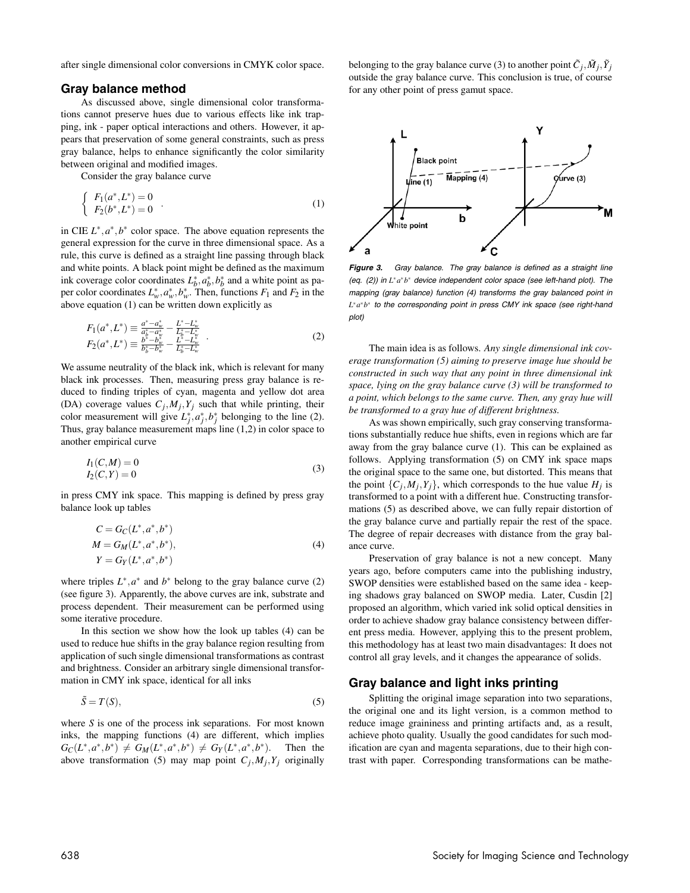after single dimensional color conversions in CMYK color space.

## Gray balance method

As discussed above, single dimensional color transformations cannot preserve hues due to various effects like ink trapping, ink - paper optical interactions and others. However, it appears that preservation of some general constraints, such as press gray balance, helps to enhance significantly the color similarity between original and modified images.

Consider the gray balance curve

$$\begin{cases} F_1(a^*, L^*) = 0 \\ F_2(b^*, L^*) = 0 \end{cases} . \tag{1}$$

in CIE $L^*, a^*, b^*$ color space. The above equation represents the general expression for the curve in three dimensional space. As a rule, this curve is defined as a straight line passing through black and white points. A black point might be defined as the maximum ink coverage color coordinates $L^*_b, a^*_b, b^*_b$ and a white point as paper color coordinates $L^*_w, a^*_w, b^*_w$. Then, functions $F_1$ and $F_2$ in the above equation (1) can be written down explicitly as

$$\begin{aligned} F_1(a^*, L^*) &\equiv \frac{a^* - a^*_w}{a^*_b - a^*_w} - \frac{L^* - L^*_w}{L^*_b - L^*_w} \\ F_2(a^*, L^*) &\equiv \frac{b^* - b^*_w}{b^*_b - b^*_w} - \frac{L^* - L^*_w}{L^*_b - L^*_w} \end{aligned} . \tag{2}$$

We assume neutrality of the black ink, which is relevant for many black ink processes. Then, measuring press gray balance is reduced to finding triples of cyan, magenta and yellow dot area (DA) coverage values $C_j, M_j, Y_j$ such that while printing, their color measurement will give $L^*_j, a^*_j, b^*_j$ belonging to the line (2). Thus, gray balance measurement maps line (1,2) in color space to another empirical curve

$$\begin{aligned} I_1(C, M) = 0 \\ I_2(C, Y) = 0 \end{aligned} \tag{3}$$

in press CMY ink space. This mapping is defined by press gray balance look up tables

$$\begin{aligned} C &= G_C(L^*, a^*, b^*) \\ M &= G_M(L^*, a^*, b^*), \\ Y &= G_Y(L^*, a^*, b^*) \end{aligned} \tag{4}$$

where triples $L^*, a^*$ and $b^*$ belong to the gray balance curve (2) (see figure 3). Apparently, the above curves are ink, substrate and process dependent. Their measurement can be performed using some iterative procedure.

In this section we show how the look up tables (4) can be used to reduce hue shifts in the gray balance region resulting from application of such single dimensional transformations as contrast and brightness. Consider an arbitrary single dimensional transformation in CMY ink space, identical for all inks

$$\tilde{S} = T(S), \tag{5}$$

where $S$ is one of the process ink separations. For most known inks, the mapping functions (4) are different, which implies $G_C(L^*, a^*, b^*) \neq G_M(L^*, a^*, b^*) \neq G_Y(L^*, a^*, b^*)$. Then the above transformation (5) may map point $C_j, M_j, Y_j$ originally belonging to the gray balance curve (3) to another point $\tilde{C}_j, \tilde{M}_j, \tilde{Y}_j$ outside the gray balance curve. This conclusion is true, of course for any other point of press gamut space.

***Figure 3.*** *Gray balance. The gray balance is defined as a straight line (eq. (2)) in $L^*a^*b^*$ device independent color space (see left-hand plot). The mapping (gray balance) function (4) transforms the gray balanced point in $L^*a^*b^*$ to the corresponding point in press CMY ink space (see right-hand plot)*

The main idea is as follows. *Any single dimensional ink coverage transformation (5) aiming to preserve image hue should be constructed in such way that any point in three dimensional ink space, lying on the gray balance curve (3) will be transformed to a point, which belongs to the same curve. Then, any gray hue will be transformed to a gray hue of different brightness.*

As was shown empirically, such gray conserving transformations substantially reduce hue shifts, even in regions which are far away from the gray balance curve (1). This can be explained as follows. Applying transformation (5) on CMY ink space maps the original space to the same one, but distorted. This means that the point $\{C_j, M_j, Y_j\}$, which corresponds to the hue value $H_j$ is transformed to a point with a different hue. Constructing transformations (5) as described above, we can fully repair distortion of the gray balance curve and partially repair the rest of the space. The degree of repair decreases with distance from the gray balance curve.

Preservation of gray balance is not a new concept. Many years ago, before computers came into the publishing industry, SWOP densities were established based on the same idea - keeping shadows gray balanced on SWOP media. Later, Cusdin [2] proposed an algorithm, which varied ink solid optical densities in order to achieve shadow gray balance consistency between different press media. However, applying this to the present problem, this methodology has at least two main disadvantages: It does not control all gray levels, and it changes the appearance of solids.

## Gray balance and light inks printing

Splitting the original image separation into two separations, the original one and its light version, is a common method to reduce image graininess and printing artifacts and, as a result, achieve photo quality. Usually the good candidates for such modification are cyan and magenta separations, due to their high contrast with paper. Corresponding transformations can be mathe-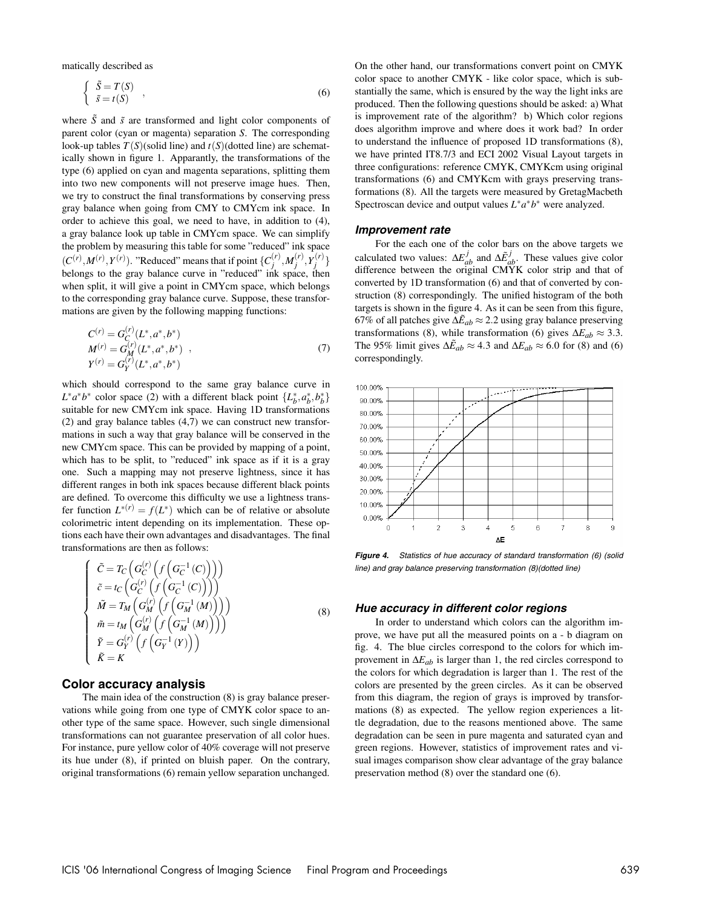matically described as

$$
\begin{cases} \tilde{S} = T(S) \\ \tilde{s} = t(S) \end{cases}, \tag{6}
$$

where $\tilde{S}$ and $\tilde{s}$ are transformed and light color components of parent color (cyan or magenta) separation $S$. The corresponding look-up tables $T(S)$(solid line) and $t(S)$(dotted line) are schematically shown in figure 1. Apparantly, the transformations of the type (6) applied on cyan and magenta separations, splitting them into two new components will not preserve image hues. Then, we try to construct the final transformations by conserving press gray balance when going from CMY to CMYcm ink space. In order to achieve this goal, we need to have, in addition to (4), a gray balance look up table in CMYcm space. We can simplify the problem by measuring this table for some "reduced" ink space $(C^{(r)}, M^{(r)}, Y^{(r)})$. "Reduced" means that if point $\{C_j^{(r)}, M_j^{(r)}, Y_j^{(r)}\}$ belongs to the gray balance curve in "reduced" ink space, then when split, it will give a point in CMYcm space, which belongs to the corresponding gray balance curve. Suppose, these transformations are given by the following mapping functions:

$$
\begin{aligned} C^{(r)} &= G_C^{(r)}(L^*, a^*, b^*) \\ M^{(r)} &= G_M^{(r)}(L^*, a^*, b^*) \\ Y^{(r)} &= G_Y^{(r)}(L^*, a^*, b^*) \end{aligned}, \tag{7}
$$

which should correspond to the same gray balance curve in $L^*a^*b^*$ color space (2) with a different black point $\{L_b^*, a_b^*, b_b^*\}$ suitable for new CMYcm ink space. Having 1D transformations (2) and gray balance tables (4,7) we can construct new transformations in such a way that gray balance will be conserved in the new CMYcm space. This can be provided by mapping of a point, which has to be split, to "reduced" ink space as if it is a gray one. Such a mapping may not preserve lightness, since it has different ranges in both ink spaces because different black points are defined. To overcome this difficulty we use a lightness transfer function $L^{*(r)} = f(L^*)$ which can be of relative or absolute colorimetric intent depending on its implementation. These options each have their own advantages and disadvantages. The final transformations are then as follows:

$$
\begin{cases} \tilde{C} = T_C\left(G_C^{(r)}\left(f\left(G_C^{-1}(C)\right)\right)\right) \\ \tilde{c} = t_C\left(G_C^{(r)}\left(f\left(G_C^{-1}(C)\right)\right)\right) \\ \tilde{M} = T_M\left(G_M^{(r)}\left(f\left(G_M^{-1}(M)\right)\right)\right) \\ \tilde{m} = t_M\left(G_M^{(r)}\left(f\left(G_M^{-1}(M)\right)\right)\right) \\ \tilde{Y} = G_Y^{(r)}\left(f\left(G_Y^{-1}(Y)\right)\right) \\ \tilde{K} = K \end{cases} \tag{8}
$$

## Color accuracy analysis

The main idea of the construction (8) is gray balance preservations while going from one type of CMYK color space to another type of the same space. However, such single dimensional transformations can not guarantee preservation of all color hues. For instance, pure yellow color of 40% coverage will not preserve its hue under (8), if printed on bluish paper. On the contrary, original transformations (6) remain yellow separation unchanged. On the other hand, our transformations convert point on CMYK color space to another CMYK - like color space, which is substantially the same, which is ensured by the way the light inks are produced. Then the following questions should be asked: a) What is improvement rate of the algorithm? b) Which color regions does algorithm improve and where does it work bad? In order to understand the influence of proposed 1D transformations (8), we have printed IT8.7/3 and ECI 2002 Visual Layout targets in three configurations: reference CMYK, CMYKcm using original transformations (6) and CMYKcm with grays preserving transformations (8). All the targets were measured by GretagMacbeth Spectroscan device and output values $L^*a^*b^*$ were analyzed.

### *Improvement rate*

For the each one of the color bars on the above targets we calculated two values: $\Delta E_{ab}^j$ and $\Delta \tilde{E}_{ab}^j$. These values give color difference between the original CMYK color strip and that of converted by 1D transformation (6) and that of converted by construction (8) correspondingly. The unified histogram of the both targets is shown in the figure 4. As it can be seen from this figure, 67% of all patches give $\Delta \tilde{E}_{ab} \approx 2.2$ using gray balance preserving transformations (8), while transformation (6) gives $\Delta E_{ab} \approx 3.3$. The 95% limit gives $\Delta \tilde{E}_{ab} \approx 4.3$ and $\Delta E_{ab} \approx 6.0$ for (8) and (6) correspondingly.

***Figure 4.*** *Statistics of hue accuracy of standard transformation (6) (solid line) and gray balance preserving transformation (8)(dotted line)*

### *Hue accuracy in different color regions*

In order to understand which colors can the algorithm improve, we have put all the measured points on a - b diagram on fig. 4. The blue circles correspond to the colors for which improvement in $\Delta E_{ab}$ is larger than 1, the red circles correspond to the colors for which degradation is larger than 1. The rest of the colors are presented by the green circles. As it can be observed from this diagram, the region of grays is improved by transformations (8) as expected. The yellow region experiences a little degradation, due to the reasons mentioned above. The same degradation can be seen in pure magenta and saturated cyan and green regions. However, statistics of improvement rates and visual images comparison show clear advantage of the gray balance preservation method (8) over the standard one (6).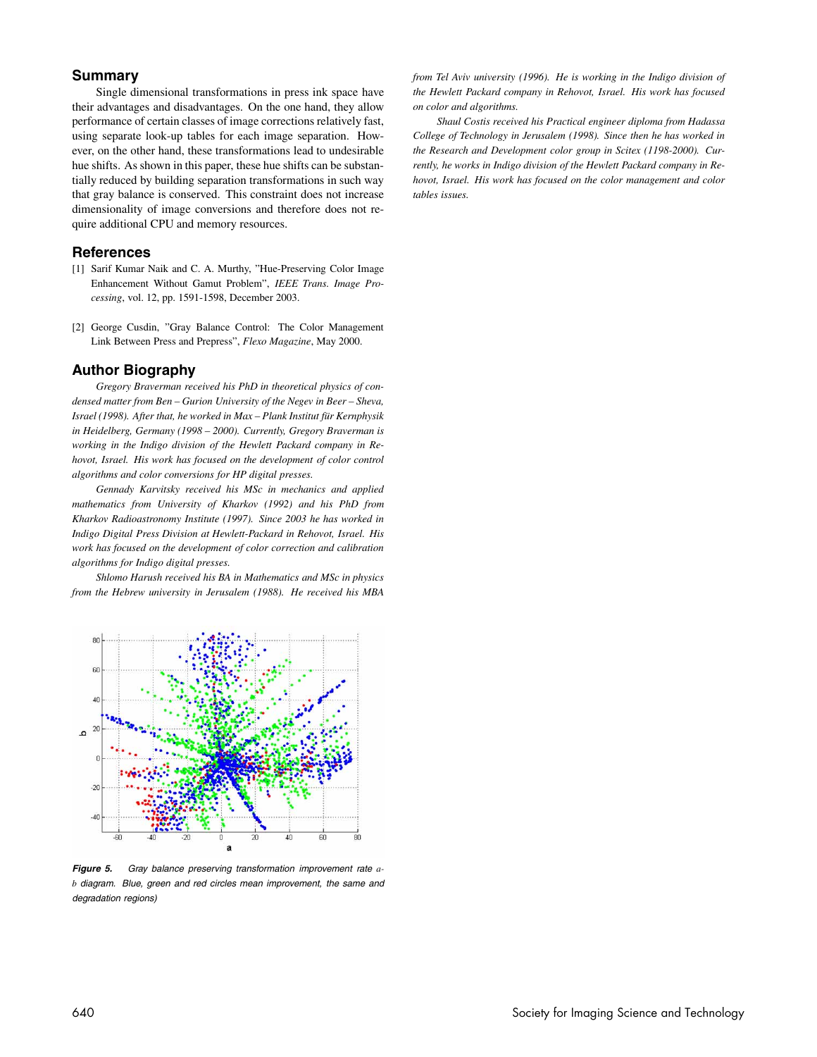## Summary

Single dimensional transformations in press ink space have their advantages and disadvantages. On the one hand, they allow performance of certain classes of image corrections relatively fast, using separate look-up tables for each image separation. However, on the other hand, these transformations lead to undesirable hue shifts. As shown in this paper, these hue shifts can be substantially reduced by building separation transformations in such way that gray balance is conserved. This constraint does not increase dimensionality of image conversions and therefore does not require additional CPU and memory resources.

## References

[1] Sarif Kumar Naik and C. A. Murthy, "Hue-Preserving Color Image Enhancement Without Gamut Problem", *IEEE Trans. Image Processing*, vol. 12, pp. 1591-1598, December 2003.

[2] George Cusdin, "Gray Balance Control: The Color Management Link Between Press and Prepress", *Flexo Magazine*, May 2000.

## Author Biography

*Gregory Braverman received his PhD in theoretical physics of condensed matter from Ben – Gurion University of the Negev in Beer – Sheva, Israel (1998). After that, he worked in Max – Plank Institut für Kernphysik in Heidelberg, Germany (1998 – 2000). Currently, Gregory Braverman is working in the Indigo division of the Hewlett Packard company in Rehovot, Israel. His work has focused on the development of color control algorithms and color conversions for HP digital presses.*

*Gennady Karvitsky received his MSc in mechanics and applied mathematics from University of Kharkov (1992) and his PhD from Kharkov Radioastronomy Institute (1997). Since 2003 he has worked in Indigo Digital Press Division at Hewlett-Packard in Rehovot, Israel. His work has focused on the development of color correction and calibration algorithms for Indigo digital presses.*

*Shlomo Harush received his BA in Mathematics and MSc in physics from the Hebrew university in Jerusalem (1988). He received his MBA from Tel Aviv university (1996). He is working in the Indigo division of the Hewlett Packard company in Rehovot, Israel. His work has focused on color and algorithms.*

*Shaul Costis received his Practical engineer diploma from Hadassa College of Technology in Jerusalem (1998). Since then he has worked in the Research and Development color group in Scitex (1198-2000). Currently, he works in Indigo division of the Hewlett Packard company in Rehovot, Israel. His work has focused on the color management and color tables issues.*

b
80
60
40
20
0
-20
-40
-60
-40
-20
0
20
40
60
80
a

***Figure 5.*** *Gray balance preserving transformation improvement rate a-b diagram. Blue, green and red circles mean improvement, the same and degradation regions)*